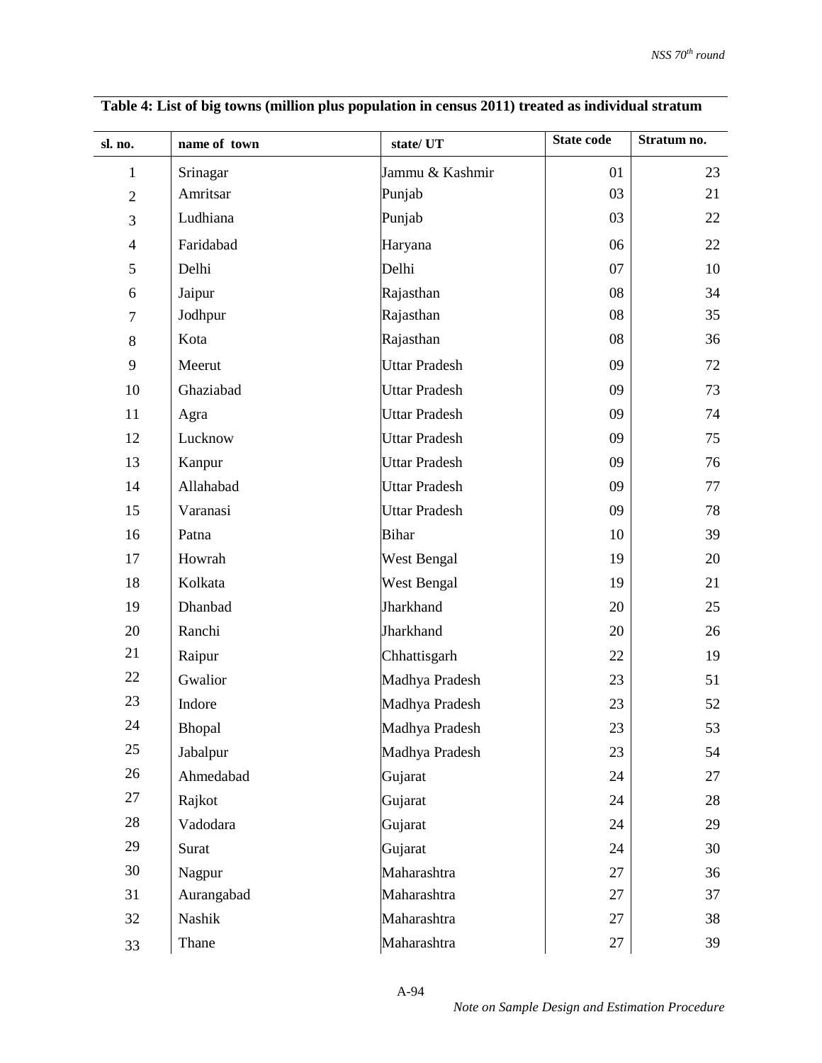**Table 4: List of big towns (million plus population in census 2011) treated as individual stratum**

| sl. no. | name of town | state/ UT | State code | Stratum no. |
|---|---|---|---|---|
| 1 | Srinagar | Jammu & Kashmir | 01 | 23 |
| 2 | Amritsar | Punjab | 03 | 21 |
| 3 | Ludhiana | Punjab | 03 | 22 |
| 4 | Faridabad | Haryana | 06 | 22 |
| 5 | Delhi | Delhi | 07 | 10 |
| 6 | Jaipur | Rajasthan | 08 | 34 |
| 7 | Jodhpur | Rajasthan | 08 | 35 |
| 8 | Kota | Rajasthan | 08 | 36 |
| 9 | Meerut | Uttar Pradesh | 09 | 72 |
| 10 | Ghaziabad | Uttar Pradesh | 09 | 73 |
| 11 | Agra | Uttar Pradesh | 09 | 74 |
| 12 | Lucknow | Uttar Pradesh | 09 | 75 |
| 13 | Kanpur | Uttar Pradesh | 09 | 76 |
| 14 | Allahabad | Uttar Pradesh | 09 | 77 |
| 15 | Varanasi | Uttar Pradesh | 09 | 78 |
| 16 | Patna | Bihar | 10 | 39 |
| 17 | Howrah | West Bengal | 19 | 20 |
| 18 | Kolkata | West Bengal | 19 | 21 |
| 19 | Dhanbad | Jharkhand | 20 | 25 |
| 20 | Ranchi | Jharkhand | 20 | 26 |
| 21 | Raipur | Chhattisgarh | 22 | 19 |
| 22 | Gwalior | Madhya Pradesh | 23 | 51 |
| 23 | Indore | Madhya Pradesh | 23 | 52 |
| 24 | Bhopal | Madhya Pradesh | 23 | 53 |
| 25 | Jabalpur | Madhya Pradesh | 23 | 54 |
| 26 | Ahmedabad | Gujarat | 24 | 27 |
| 27 | Rajkot | Gujarat | 24 | 28 |
| 28 | Vadodara | Gujarat | 24 | 29 |
| 29 | Surat | Gujarat | 24 | 30 |
| 30 | Nagpur | Maharashtra | 27 | 36 |
| 31 | Aurangabad | Maharashtra | 27 | 37 |
| 32 | Nashik | Maharashtra | 27 | 38 |
| 33 | Thane | Maharashtra | 27 | 39 |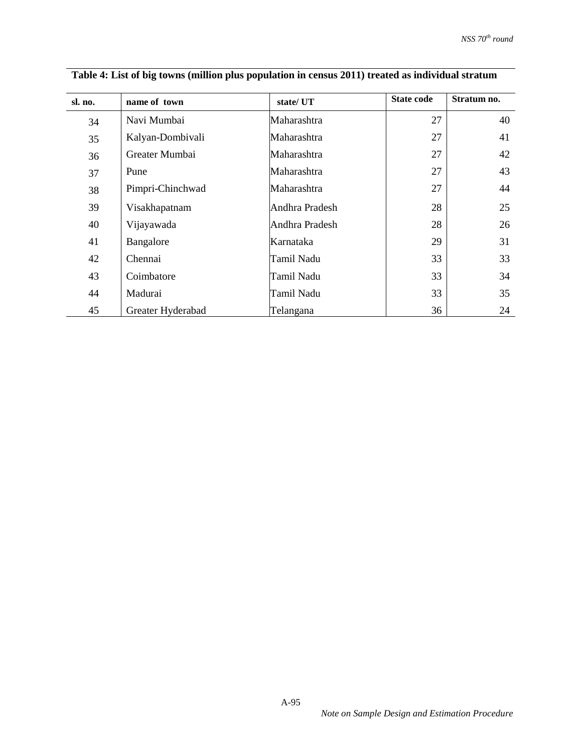**Table 4: List of big towns (million plus population in census 2011) treated as individual stratum**

| sl. no. | name of town | state/ UT | State code | Stratum no. |
|---|---|---|---|---|
| 34 | Navi Mumbai | Maharashtra | 27 | 40 |
| 35 | Kalyan-Dombivali | Maharashtra | 27 | 41 |
| 36 | Greater Mumbai | Maharashtra | 27 | 42 |
| 37 | Pune | Maharashtra | 27 | 43 |
| 38 | Pimpri-Chinchwad | Maharashtra | 27 | 44 |
| 39 | Visakhapatnam | Andhra Pradesh | 28 | 25 |
| 40 | Vijayawada | Andhra Pradesh | 28 | 26 |
| 41 | Bangalore | Karnataka | 29 | 31 |
| 42 | Chennai | Tamil Nadu | 33 | 33 |
| 43 | Coimbatore | Tamil Nadu | 33 | 34 |
| 44 | Madurai | Tamil Nadu | 33 | 35 |
| 45 | Greater Hyderabad | Telangana | 36 | 24 |